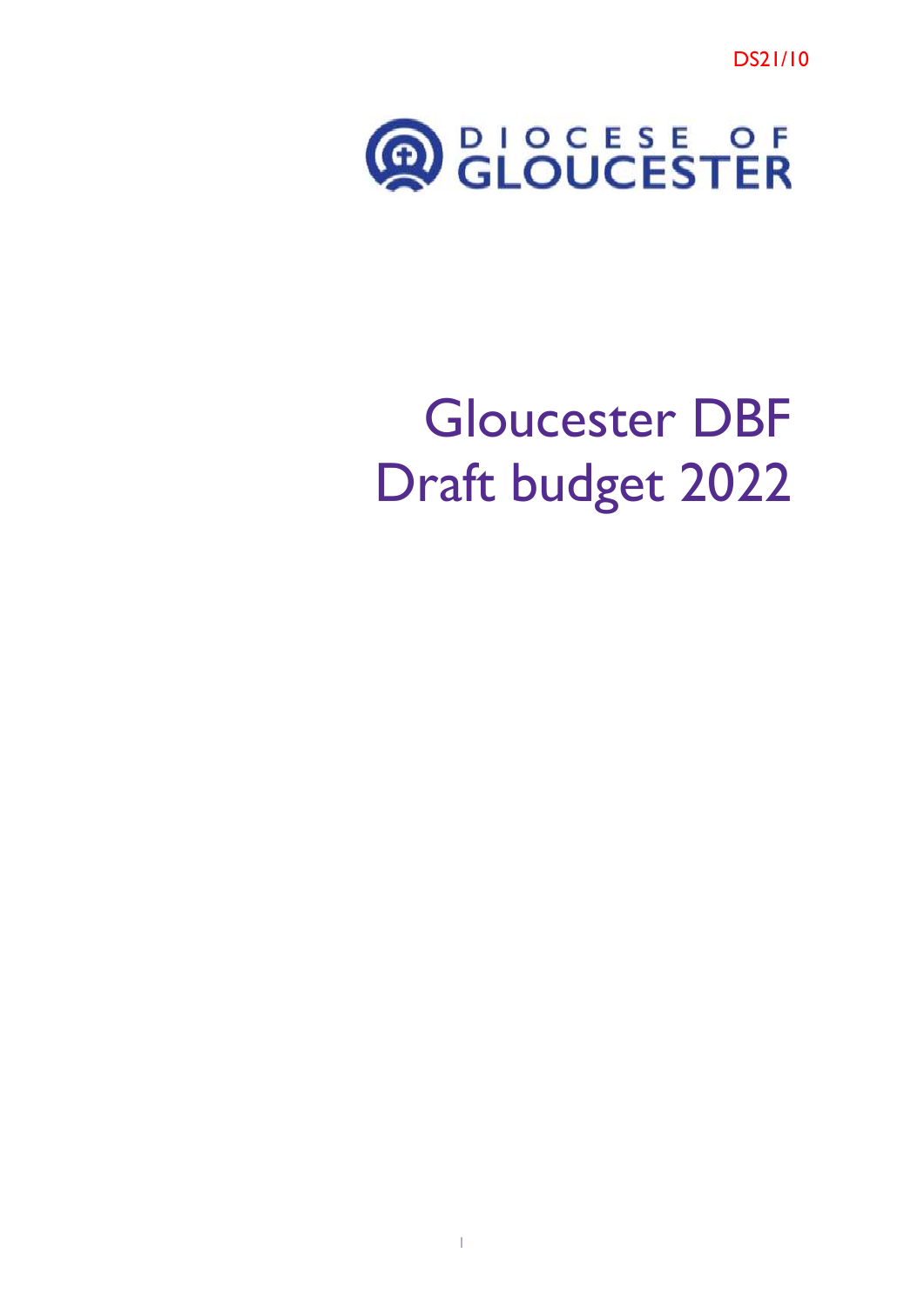DS21/10

DIOCESE OF GLOUCESTER

# Gloucester DBF Draft budget 2022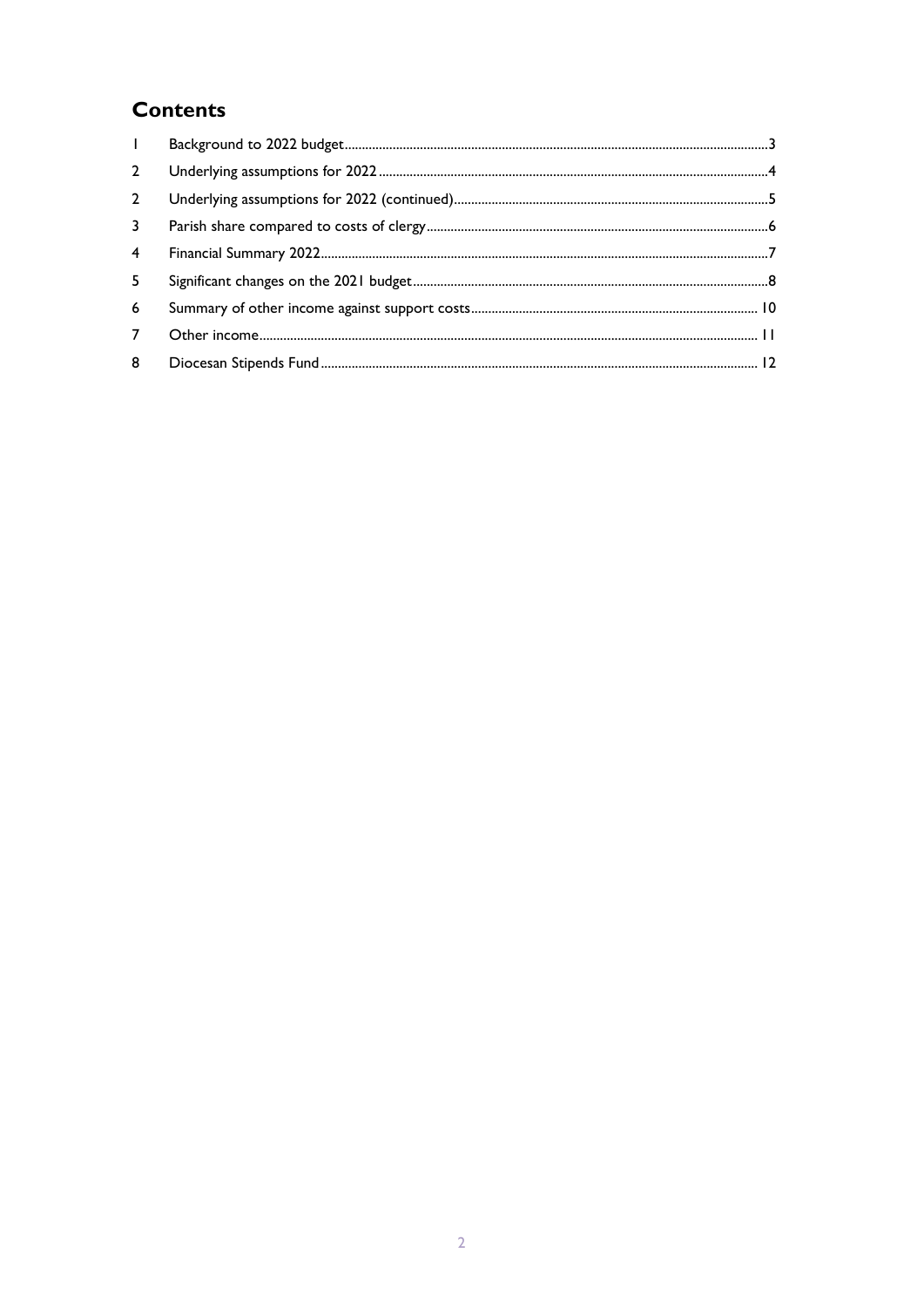## Contents

| | | |
|---|---|---|
| 1 | Background to 2022 budget | 3 |
| 2 | Underlying assumptions for 2022 | 4 |
| 2 | Underlying assumptions for 2022 (continued) | 5 |
| 3 | Parish share compared to costs of clergy | 6 |
| 4 | Financial Summary 2022 | 7 |
| 5 | Significant changes on the 2021 budget | 8 |
| 6 | Summary of other income against support costs | 10 |
| 7 | Other income | 11 |
| 8 | Diocesan Stipends Fund | 12 |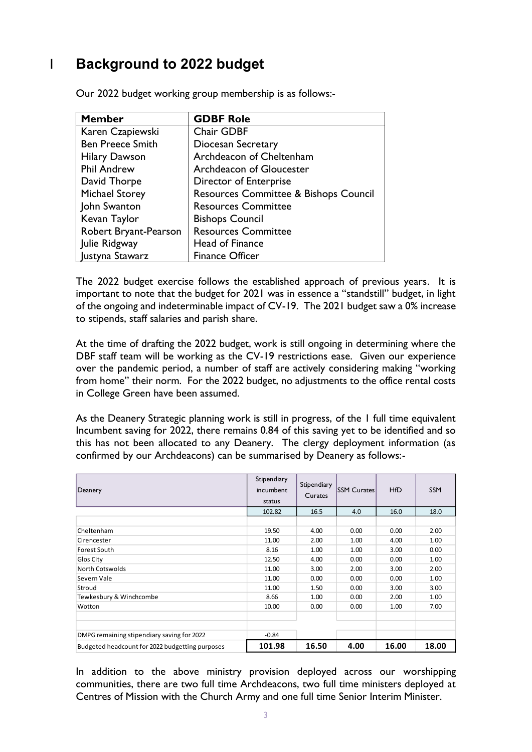# 1 Background to 2022 budget

Our 2022 budget working group membership is as follows:-

| Member | GDBF Role |
|---|---|
| Karen Czapiewski | Chair GDBF |
| Ben Preece Smith | Diocesan Secretary |
| Hilary Dawson | Archdeacon of Cheltenham |
| Phil Andrew | Archdeacon of Gloucester |
| David Thorpe | Director of Enterprise |
| Michael Storey | Resources Committee & Bishops Council |
| John Swanton | Resources Committee |
| Kevan Taylor | Bishops Council |
| Robert Bryant-Pearson | Resources Committee |
| Julie Ridgway | Head of Finance |
| Justyna Stawarz | Finance Officer |

The 2022 budget exercise follows the established approach of previous years. It is important to note that the budget for 2021 was in essence a "standstill" budget, in light of the ongoing and indeterminable impact of CV-19. The 2021 budget saw a 0% increase to stipends, staff salaries and parish share.

At the time of drafting the 2022 budget, work is still ongoing in determining where the DBF staff team will be working as the CV-19 restrictions ease. Given our experience over the pandemic period, a number of staff are actively considering making "working from home" their norm. For the 2022 budget, no adjustments to the office rental costs in College Green have been assumed.

As the Deanery Strategic planning work is still in progress, of the 1 full time equivalent Incumbent saving for 2022, there remains 0.84 of this saving yet to be identified and so this has not been allocated to any Deanery. The clergy deployment information (as confirmed by our Archdeacons) can be summarised by Deanery as follows:-

| Deanery | Stipendiary incumbent status | Stipendiary Curates | SSM Curates | HfD | SSM |
|---|---|---|---|---|---|
| | 102.82 | 16.5 | 4.0 | 16.0 | 18.0 |
| Cheltenham | 19.50 | 4.00 | 0.00 | 0.00 | 2.00 |
| Cirencester | 11.00 | 2.00 | 1.00 | 4.00 | 1.00 |
| Forest South | 8.16 | 1.00 | 1.00 | 3.00 | 0.00 |
| Glos City | 12.50 | 4.00 | 0.00 | 0.00 | 1.00 |
| North Cotswolds | 11.00 | 3.00 | 2.00 | 3.00 | 2.00 |
| Severn Vale | 11.00 | 0.00 | 0.00 | 0.00 | 1.00 |
| Stroud | 11.00 | 1.50 | 0.00 | 3.00 | 3.00 |
| Tewkesbury & Winchcombe | 8.66 | 1.00 | 0.00 | 2.00 | 1.00 |
| Wotton | 10.00 | 0.00 | 0.00 | 1.00 | 7.00 |
| DMPG remaining stipendiary saving for 2022 | -0.84 | | | | |
| Budgeted headcount for 2022 budgeting purposes | **101.98** | **16.50** | **4.00** | **16.00** | **18.00** |

In addition to the above ministry provision deployed across our worshipping communities, there are two full time Archdeacons, two full time ministers deployed at Centres of Mission with the Church Army and one full time Senior Interim Minister.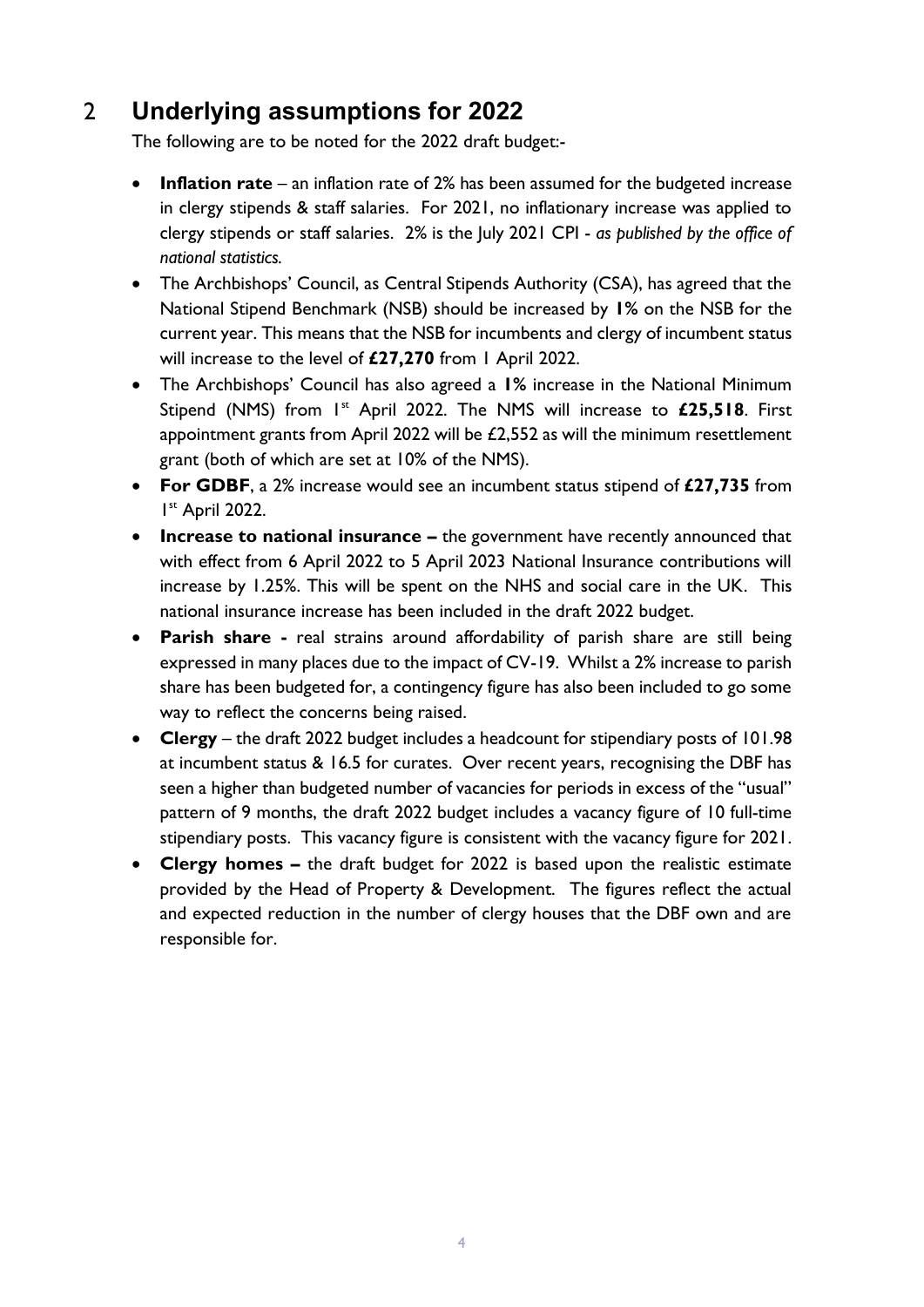## 2 Underlying assumptions for 2022

The following are to be noted for the 2022 draft budget:-

- **Inflation rate** – an inflation rate of 2% has been assumed for the budgeted increase in clergy stipends & staff salaries. For 2021, no inflationary increase was applied to clergy stipends or staff salaries. 2% is the July 2021 CPI - *as published by the office of national statistics.*
- The Archbishops' Council, as Central Stipends Authority (CSA), has agreed that the National Stipend Benchmark (NSB) should be increased by **1%** on the NSB for the current year. This means that the NSB for incumbents and clergy of incumbent status will increase to the level of **£27,270** from 1 April 2022.
- The Archbishops' Council has also agreed a **1%** increase in the National Minimum Stipend (NMS) from 1st April 2022. The NMS will increase to **£25,518**. First appointment grants from April 2022 will be £2,552 as will the minimum resettlement grant (both of which are set at 10% of the NMS).
- **For GDBF**, a 2% increase would see an incumbent status stipend of **£27,735** from 1st April 2022.
- **Increase to national insurance –** the government have recently announced that with effect from 6 April 2022 to 5 April 2023 National Insurance contributions will increase by 1.25%. This will be spent on the NHS and social care in the UK. This national insurance increase has been included in the draft 2022 budget.
- **Parish share -** real strains around affordability of parish share are still being expressed in many places due to the impact of CV-19. Whilst a 2% increase to parish share has been budgeted for, a contingency figure has also been included to go some way to reflect the concerns being raised.
- **Clergy** – the draft 2022 budget includes a headcount for stipendiary posts of 101.98 at incumbent status & 16.5 for curates. Over recent years, recognising the DBF has seen a higher than budgeted number of vacancies for periods in excess of the "usual" pattern of 9 months, the draft 2022 budget includes a vacancy figure of 10 full-time stipendiary posts. This vacancy figure is consistent with the vacancy figure for 2021.
- **Clergy homes –** the draft budget for 2022 is based upon the realistic estimate provided by the Head of Property & Development. The figures reflect the actual and expected reduction in the number of clergy houses that the DBF own and are responsible for.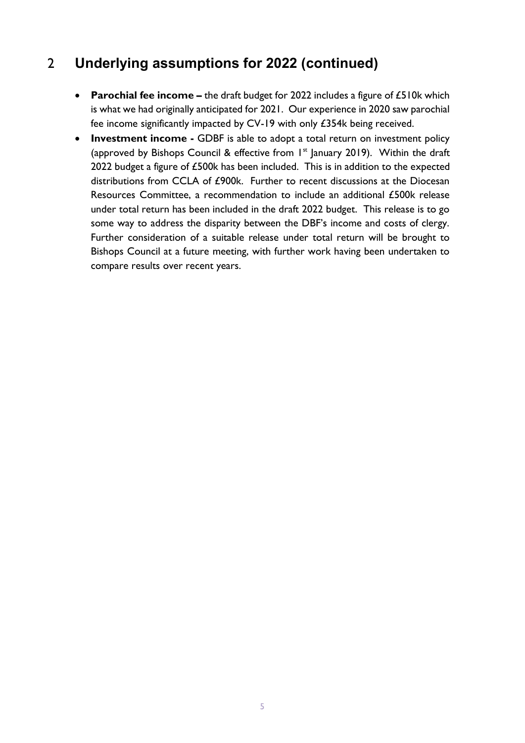## 2 Underlying assumptions for 2022 (continued)

- **Parochial fee income –** the draft budget for 2022 includes a figure of £510k which is what we had originally anticipated for 2021. Our experience in 2020 saw parochial fee income significantly impacted by CV-19 with only £354k being received.
- **Investment income -** GDBF is able to adopt a total return on investment policy (approved by Bishops Council & effective from 1st January 2019). Within the draft 2022 budget a figure of £500k has been included. This is in addition to the expected distributions from CCLA of £900k. Further to recent discussions at the Diocesan Resources Committee, a recommendation to include an additional £500k release under total return has been included in the draft 2022 budget. This release is to go some way to address the disparity between the DBF's income and costs of clergy. Further consideration of a suitable release under total return will be brought to Bishops Council at a future meeting, with further work having been undertaken to compare results over recent years.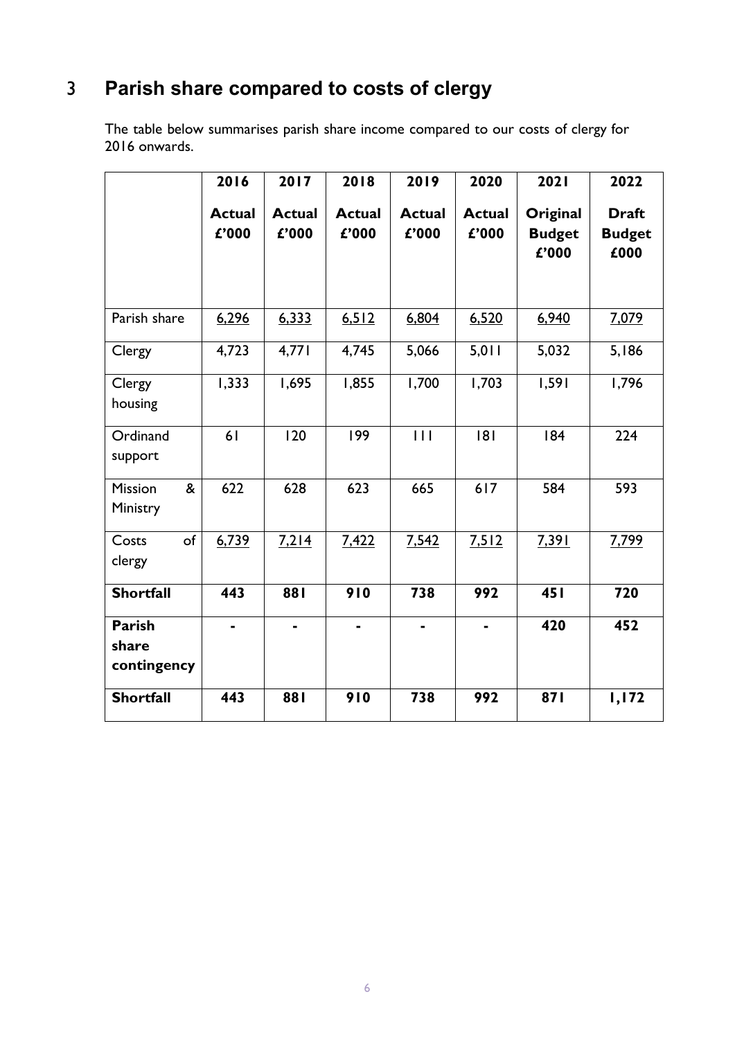# 3 Parish share compared to costs of clergy

The table below summarises parish share income compared to our costs of clergy for 2016 onwards.

| | 2016<br>**Actual £'000** | 2017<br>**Actual £'000** | 2018<br>**Actual £'000** | 2019<br>**Actual £'000** | 2020<br>**Actual £'000** | 2021<br>**Original Budget £'000** | 2022<br>**Draft Budget £000** |
|---|---|---|---|---|---|---|---|
| Parish share | 6,296 | 6,333 | 6,512 | 6,804 | 6,520 | 6,940 | 7,079 |
| Clergy | 4,723 | 4,771 | 4,745 | 5,066 | 5,011 | 5,032 | 5,186 |
| Clergy housing | 1,333 | 1,695 | 1,855 | 1,700 | 1,703 | 1,591 | 1,796 |
| Ordinand support | 61 | 120 | 199 | 111 | 181 | 184 | 224 |
| Mission & Ministry | 622 | 628 | 623 | 665 | 617 | 584 | 593 |
| Costs of clergy | 6,739 | 7,214 | 7,422 | 7,542 | 7,512 | 7,391 | 7,799 |
| **Shortfall** | **443** | **881** | **910** | **738** | **992** | **451** | **720** |
| **Parish share contingency** | **-** | **-** | **-** | **-** | **-** | **420** | **452** |
| **Shortfall** | **443** | **881** | **910** | **738** | **992** | **871** | **1,172** |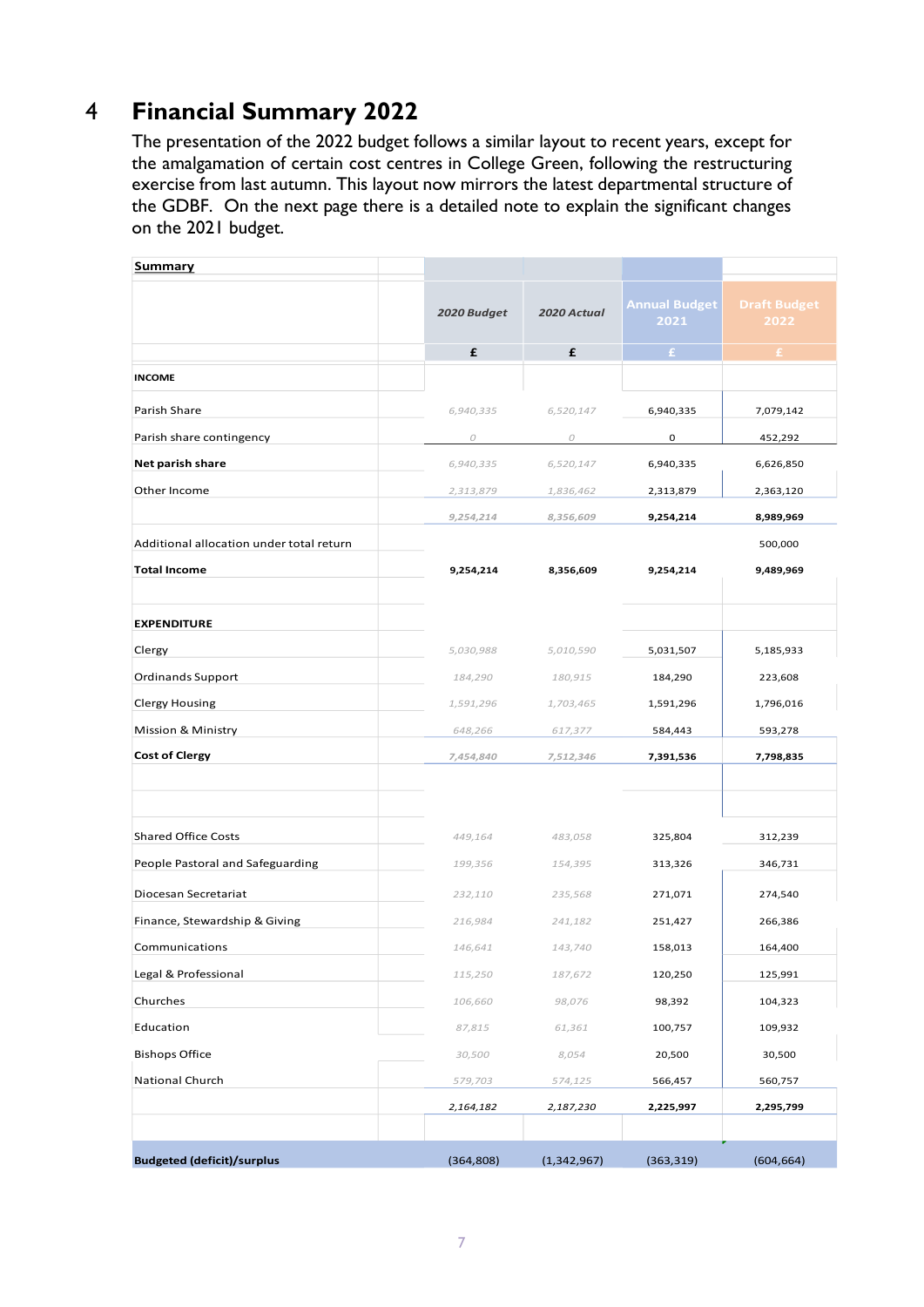## 4 Financial Summary 2022

The presentation of the 2022 budget follows a similar layout to recent years, except for the amalgamation of certain cost centres in College Green, following the restructuring exercise from last autumn. This layout now mirrors the latest departmental structure of the GDBF. On the next page there is a detailed note to explain the significant changes on the 2021 budget.

| **Summary** | 2020 Budget | 2020 Actual | Annual Budget 2021 | Draft Budget 2022 |
|---|---|---|---|---|
| | £ | £ | £ | £ |
| **INCOME** | | | | |
| Parish Share | 6,940,335 | 6,520,147 | 6,940,335 | 7,079,142 |
| Parish share contingency | 0 | 0 | 0 | 452,292 |
| **Net parish share** | 6,940,335 | 6,520,147 | 6,940,335 | 6,626,850 |
| Other Income | 2,313,879 | 1,836,462 | 2,313,879 | 2,363,120 |
| | 9,254,214 | 8,356,609 | **9,254,214** | **8,989,969** |
| Additional allocation under total return | | | | 500,000 |
| **Total Income** | **9,254,214** | **8,356,609** | **9,254,214** | **9,489,969** |
| | | | | |
| **EXPENDITURE** | | | | |
| Clergy | 5,030,988 | 5,010,590 | 5,031,507 | 5,185,933 |
| Ordinands Support | 184,290 | 180,915 | 184,290 | 223,608 |
| Clergy Housing | 1,591,296 | 1,703,465 | 1,591,296 | 1,796,016 |
| Mission & Ministry | 648,266 | 617,377 | 584,443 | 593,278 |
| **Cost of Clergy** | 7,454,840 | 7,512,346 | **7,391,536** | **7,798,835** |
| | | | | |
| Shared Office Costs | 449,164 | 483,058 | 325,804 | 312,239 |
| People Pastoral and Safeguarding | 199,356 | 154,395 | 313,326 | 346,731 |
| Diocesan Secretariat | 232,110 | 235,568 | 271,071 | 274,540 |
| Finance, Stewardship & Giving | 216,984 | 241,182 | 251,427 | 266,386 |
| Communications | 146,641 | 143,740 | 158,013 | 164,400 |
| Legal & Professional | 115,250 | 187,672 | 120,250 | 125,991 |
| Churches | 106,660 | 98,076 | 98,392 | 104,323 |
| Education | 87,815 | 61,361 | 100,757 | 109,932 |
| Bishops Office | 30,500 | 8,054 | 20,500 | 30,500 |
| National Church | 579,703 | 574,125 | 566,457 | 560,757 |
| | 2,164,182 | 2,187,230 | **2,225,997** | **2,295,799** |
| | | | | |
| **Budgeted (deficit)/surplus** | (364,808) | (1,342,967) | (363,319) | (604,664) |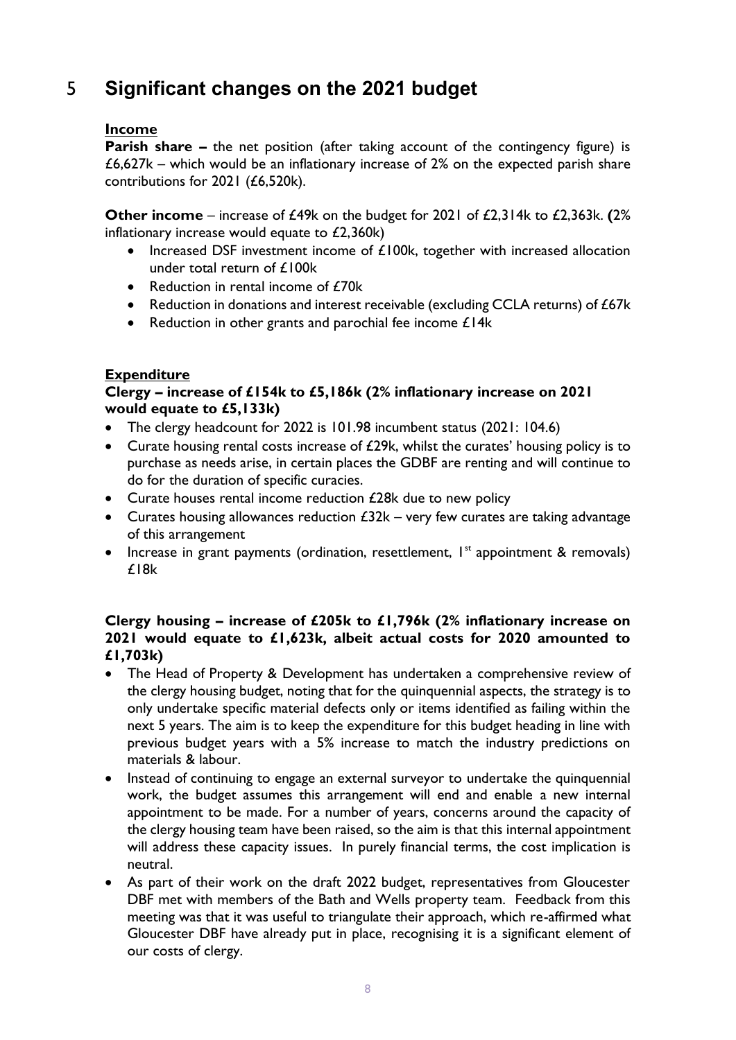# 5 Significant changes on the 2021 budget

**Income**

**Parish share –** the net position (after taking account of the contingency figure) is £6,627k – which would be an inflationary increase of 2% on the expected parish share contributions for 2021 (£6,520k).

**Other income** – increase of £49k on the budget for 2021 of £2,314k to £2,363k. **(**2% inflationary increase would equate to £2,360k)

- Increased DSF investment income of £100k, together with increased allocation under total return of £100k
- Reduction in rental income of £70k
- Reduction in donations and interest receivable (excluding CCLA returns) of £67k
- Reduction in other grants and parochial fee income £14k

**Expenditure**

**Clergy – increase of £154k to £5,186k (2% inflationary increase on 2021 would equate to £5,133k)**

- The clergy headcount for 2022 is 101.98 incumbent status (2021: 104.6)
- Curate housing rental costs increase of £29k, whilst the curates' housing policy is to purchase as needs arise, in certain places the GDBF are renting and will continue to do for the duration of specific curacies.
- Curate houses rental income reduction £28k due to new policy
- Curates housing allowances reduction £32k – very few curates are taking advantage of this arrangement
- Increase in grant payments (ordination, resettlement, 1st appointment & removals) £18k

**Clergy housing – increase of £205k to £1,796k (2% inflationary increase on 2021 would equate to £1,623k, albeit actual costs for 2020 amounted to £1,703k)**

- The Head of Property & Development has undertaken a comprehensive review of the clergy housing budget, noting that for the quinquennial aspects, the strategy is to only undertake specific material defects only or items identified as failing within the next 5 years. The aim is to keep the expenditure for this budget heading in line with previous budget years with a 5% increase to match the industry predictions on materials & labour.
- Instead of continuing to engage an external surveyor to undertake the quinquennial work, the budget assumes this arrangement will end and enable a new internal appointment to be made. For a number of years, concerns around the capacity of the clergy housing team have been raised, so the aim is that this internal appointment will address these capacity issues. In purely financial terms, the cost implication is neutral.
- As part of their work on the draft 2022 budget, representatives from Gloucester DBF met with members of the Bath and Wells property team. Feedback from this meeting was that it was useful to triangulate their approach, which re-affirmed what Gloucester DBF have already put in place, recognising it is a significant element of our costs of clergy.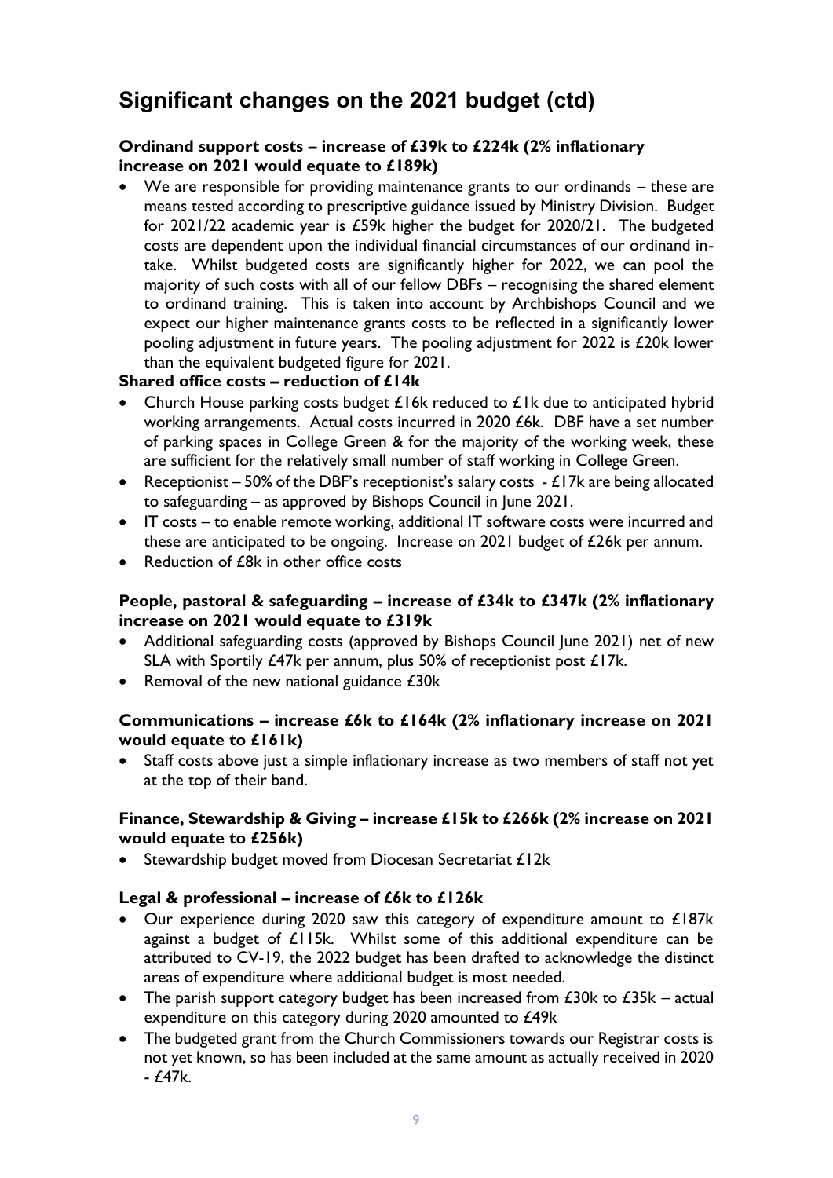## Significant changes on the 2021 budget (ctd)

**Ordinand support costs – increase of £39k to £224k (2% inflationary increase on 2021 would equate to £189k)**

- We are responsible for providing maintenance grants to our ordinands – these are means tested according to prescriptive guidance issued by Ministry Division. Budget for 2021/22 academic year is £59k higher the budget for 2020/21. The budgeted costs are dependent upon the individual financial circumstances of our ordinand in-take. Whilst budgeted costs are significantly higher for 2022, we can pool the majority of such costs with all of our fellow DBFs – recognising the shared element to ordinand training. This is taken into account by Archbishops Council and we expect our higher maintenance grants costs to be reflected in a significantly lower pooling adjustment in future years. The pooling adjustment for 2022 is £20k lower than the equivalent budgeted figure for 2021.

**Shared office costs – reduction of £14k**

- Church House parking costs budget £16k reduced to £1k due to anticipated hybrid working arrangements. Actual costs incurred in 2020 £6k. DBF have a set number of parking spaces in College Green & for the majority of the working week, these are sufficient for the relatively small number of staff working in College Green.
- Receptionist – 50% of the DBF's receptionist's salary costs - £17k are being allocated to safeguarding – as approved by Bishops Council in June 2021.
- IT costs – to enable remote working, additional IT software costs were incurred and these are anticipated to be ongoing. Increase on 2021 budget of £26k per annum.
- Reduction of £8k in other office costs

**People, pastoral & safeguarding – increase of £34k to £347k (2% inflationary increase on 2021 would equate to £319k**

- Additional safeguarding costs (approved by Bishops Council June 2021) net of new SLA with Sportily £47k per annum, plus 50% of receptionist post £17k.
- Removal of the new national guidance £30k

**Communications – increase £6k to £164k (2% inflationary increase on 2021 would equate to £161k)**

- Staff costs above just a simple inflationary increase as two members of staff not yet at the top of their band.

**Finance, Stewardship & Giving – increase £15k to £266k (2% increase on 2021 would equate to £256k)**

- Stewardship budget moved from Diocesan Secretariat £12k

**Legal & professional – increase of £6k to £126k**

- Our experience during 2020 saw this category of expenditure amount to £187k against a budget of £115k. Whilst some of this additional expenditure can be attributed to CV-19, the 2022 budget has been drafted to acknowledge the distinct areas of expenditure where additional budget is most needed.
- The parish support category budget has been increased from £30k to £35k – actual expenditure on this category during 2020 amounted to £49k
- The budgeted grant from the Church Commissioners towards our Registrar costs is not yet known, so has been included at the same amount as actually received in 2020 - £47k.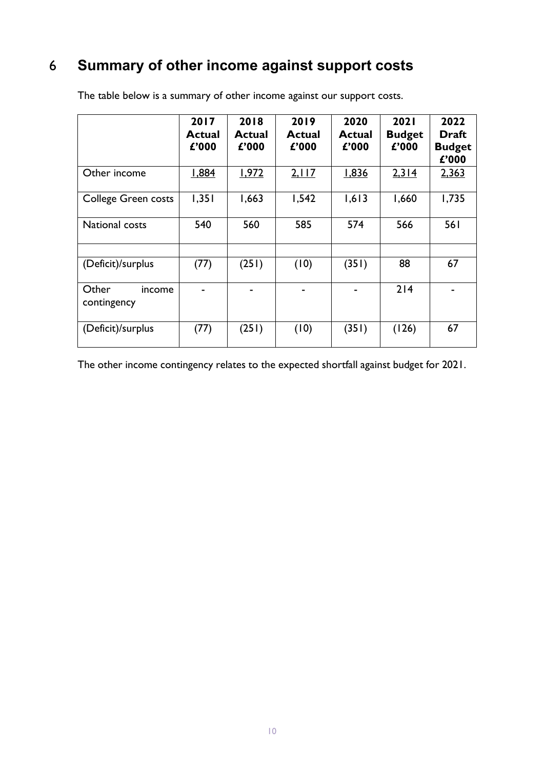# 6 Summary of other income against support costs

The table below is a summary of other income against our support costs.

| | 2017 Actual £'000 | 2018 Actual £'000 | 2019 Actual £'000 | 2020 Actual £'000 | 2021 Budget £'000 | 2022 Draft Budget £'000 |
|---|---|---|---|---|---|---|
| Other income | 1,884 | 1,972 | 2,117 | 1,836 | 2,314 | 2,363 |
| College Green costs | 1,351 | 1,663 | 1,542 | 1,613 | 1,660 | 1,735 |
| National costs | 540 | 560 | 585 | 574 | 566 | 561 |
| | | | | | | |
| (Deficit)/surplus | (77) | (251) | (10) | (351) | 88 | 67 |
| Other income contingency | - | - | - | - | 214 | - |
| (Deficit)/surplus | (77) | (251) | (10) | (351) | (126) | 67 |

The other income contingency relates to the expected shortfall against budget for 2021.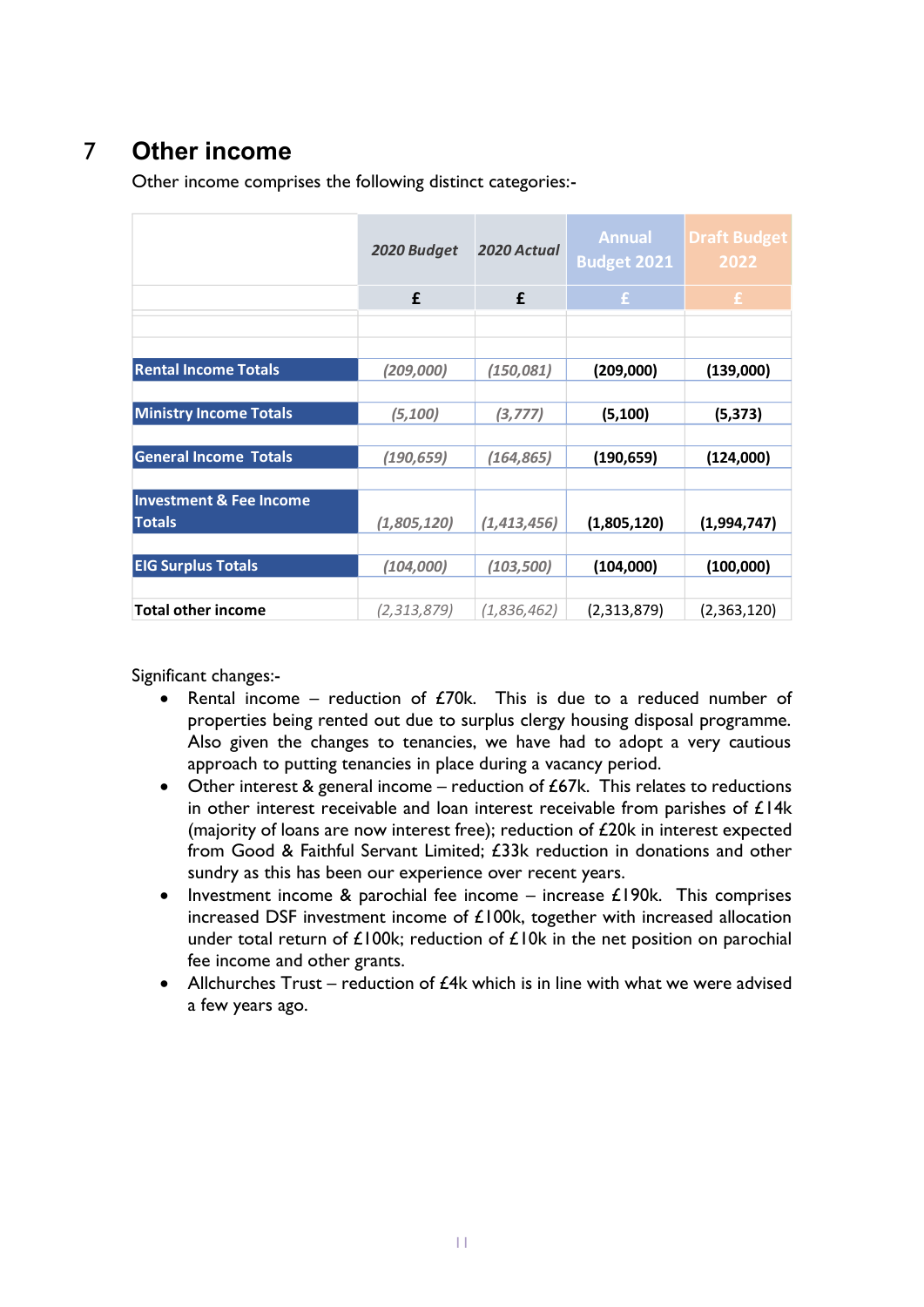# 7 Other income

Other income comprises the following distinct categories:-

| | *2020 Budget* | *2020 Actual* | Annual Budget 2021 | Draft Budget 2022 |
|---|---|---|---|---|
| | £ | £ | £ | £ |
| **Rental Income Totals** | *(209,000)* | *(150,081)* | **(209,000)** | **(139,000)** |
| **Ministry Income Totals** | *(5,100)* | *(3,777)* | **(5,100)** | **(5,373)** |
| **General Income Totals** | *(190,659)* | *(164,865)* | **(190,659)** | **(124,000)** |
| **Investment & Fee Income Totals** | *(1,805,120)* | *(1,413,456)* | **(1,805,120)** | **(1,994,747)** |
| **EIG Surplus Totals** | *(104,000)* | *(103,500)* | **(104,000)** | **(100,000)** |
| **Total other income** | *(2,313,879)* | *(1,836,462)* | (2,313,879) | (2,363,120) |

Significant changes:-

- Rental income – reduction of £70k. This is due to a reduced number of properties being rented out due to surplus clergy housing disposal programme. Also given the changes to tenancies, we have had to adopt a very cautious approach to putting tenancies in place during a vacancy period.
- Other interest & general income – reduction of £67k. This relates to reductions in other interest receivable and loan interest receivable from parishes of £14k (majority of loans are now interest free); reduction of £20k in interest expected from Good & Faithful Servant Limited; £33k reduction in donations and other sundry as this has been our experience over recent years.
- Investment income & parochial fee income – increase £190k. This comprises increased DSF investment income of £100k, together with increased allocation under total return of £100k; reduction of £10k in the net position on parochial fee income and other grants.
- Allchurches Trust – reduction of £4k which is in line with what we were advised a few years ago.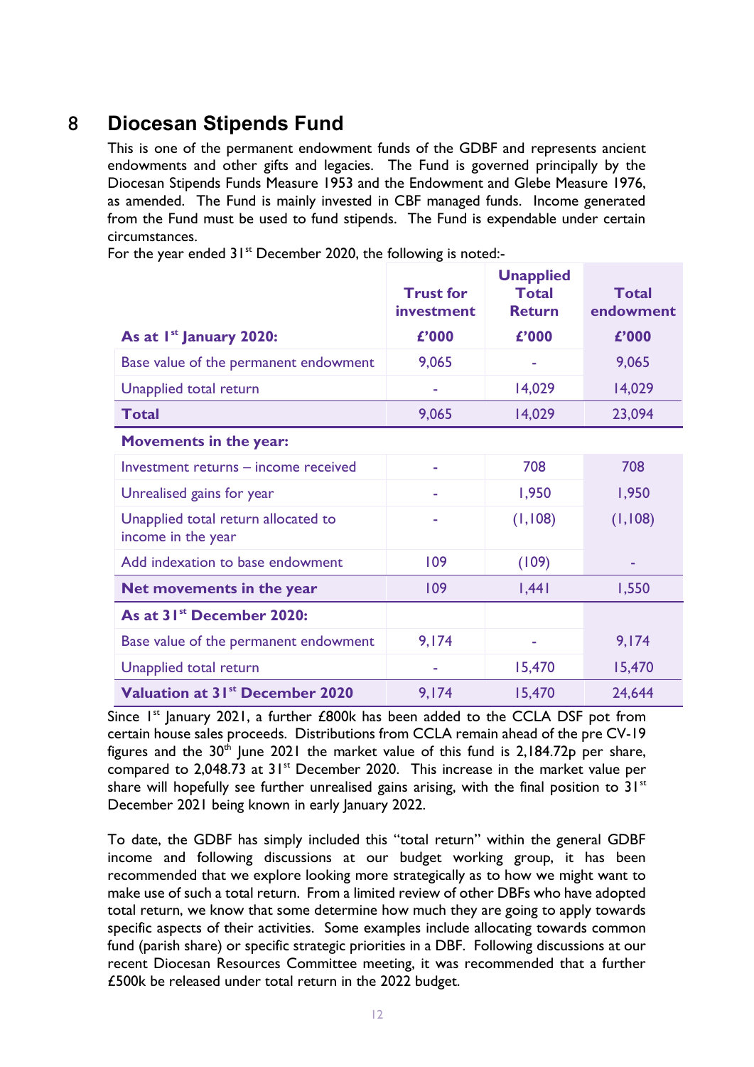## 8 Diocesan Stipends Fund

This is one of the permanent endowment funds of the GDBF and represents ancient endowments and other gifts and legacies. The Fund is governed principally by the Diocesan Stipends Funds Measure 1953 and the Endowment and Glebe Measure 1976, as amended. The Fund is mainly invested in CBF managed funds. Income generated from the Fund must be used to fund stipends. The Fund is expendable under certain circumstances.

For the year ended 31st December 2020, the following is noted:-

| | Trust for investment | Unapplied Total Return | Total endowment |
|---|---|---|---|
| **As at 1st January 2020:** | **£'000** | **£'000** | **£'000** |
| Base value of the permanent endowment | 9,065 | - | 9,065 |
| Unapplied total return | - | 14,029 | 14,029 |
| **Total** | 9,065 | 14,029 | 23,094 |
| **Movements in the year:** | | | |
| Investment returns – income received | - | 708 | 708 |
| Unrealised gains for year | - | 1,950 | 1,950 |
| Unapplied total return allocated to income in the year | - | (1,108) | (1,108) |
| Add indexation to base endowment | 109 | (109) | - |
| **Net movements in the year** | 109 | 1,441 | 1,550 |
| **As at 31st December 2020:** | | | |
| Base value of the permanent endowment | 9,174 | - | 9,174 |
| Unapplied total return | - | 15,470 | 15,470 |
| **Valuation at 31st December 2020** | 9,174 | 15,470 | 24,644 |

Since 1st January 2021, a further £800k has been added to the CCLA DSF pot from certain house sales proceeds. Distributions from CCLA remain ahead of the pre CV-19 figures and the 30th June 2021 the market value of this fund is 2,184.72p per share, compared to 2,048.73 at 31st December 2020. This increase in the market value per share will hopefully see further unrealised gains arising, with the final position to 31st December 2021 being known in early January 2022.

To date, the GDBF has simply included this "total return" within the general GDBF income and following discussions at our budget working group, it has been recommended that we explore looking more strategically as to how we might want to make use of such a total return. From a limited review of other DBFs who have adopted total return, we know that some determine how much they are going to apply towards specific aspects of their activities. Some examples include allocating towards common fund (parish share) or specific strategic priorities in a DBF. Following discussions at our recent Diocesan Resources Committee meeting, it was recommended that a further £500k be released under total return in the 2022 budget.